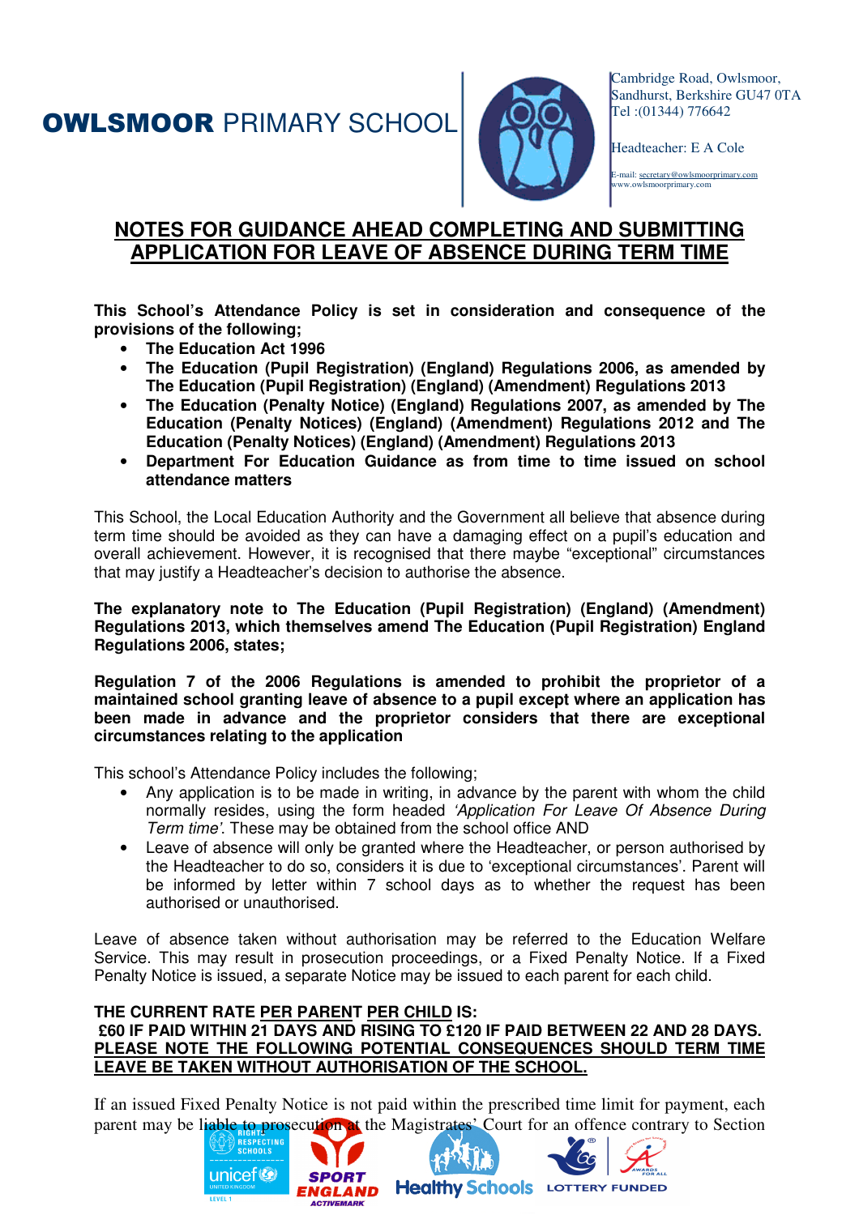**OWLSMOOR** PRIMARY SCHOOL

Cambridge Road, Owlsmoor, Sandhurst, Berkshire GU47 0TA
Tel :(01344) 776642

Headteacher: E A Cole

E-mail: secretary@owlsmoorprimary.com
www.owlsmoorprimary.com

## NOTES FOR GUIDANCE AHEAD COMPLETING AND SUBMITTING APPLICATION FOR LEAVE OF ABSENCE DURING TERM TIME

**This School's Attendance Policy is set in consideration and consequence of the provisions of the following;**

- **The Education Act 1996**
- **The Education (Pupil Registration) (England) Regulations 2006, as amended by The Education (Pupil Registration) (England) (Amendment) Regulations 2013**
- **The Education (Penalty Notice) (England) Regulations 2007, as amended by The Education (Penalty Notices) (England) (Amendment) Regulations 2012 and The Education (Penalty Notices) (England) (Amendment) Regulations 2013**
- **Department For Education Guidance as from time to time issued on school attendance matters**

This School, the Local Education Authority and the Government all believe that absence during term time should be avoided as they can have a damaging effect on a pupil's education and overall achievement. However, it is recognised that there maybe "exceptional" circumstances that may justify a Headteacher's decision to authorise the absence.

**The explanatory note to The Education (Pupil Registration) (England) (Amendment) Regulations 2013, which themselves amend The Education (Pupil Registration) England Regulations 2006, states;**

**Regulation 7 of the 2006 Regulations is amended to prohibit the proprietor of a maintained school granting leave of absence to a pupil except where an application has been made in advance and the proprietor considers that there are exceptional circumstances relating to the application**

This school's Attendance Policy includes the following;

- Any application is to be made in writing, in advance by the parent with whom the child normally resides, using the form headed *'Application For Leave Of Absence During Term time'*. These may be obtained from the school office AND
- Leave of absence will only be granted where the Headteacher, or person authorised by the Headteacher to do so, considers it is due to 'exceptional circumstances'. Parent will be informed by letter within 7 school days as to whether the request has been authorised or unauthorised.

Leave of absence taken without authorisation may be referred to the Education Welfare Service. This may result in prosecution proceedings, or a Fixed Penalty Notice. If a Fixed Penalty Notice is issued, a separate Notice may be issued to each parent for each child.

**THE CURRENT RATE <u>PER PARENT</u> <u>PER CHILD</u> IS:**
**£60 IF PAID WITHIN 21 DAYS AND RISING TO £120 IF PAID BETWEEN 22 AND 28 DAYS.**
**<u>PLEASE NOTE THE FOLLOWING POTENTIAL CONSEQUENCES SHOULD TERM TIME LEAVE BE TAKEN WITHOUT AUTHORISATION OF THE SCHOOL.</u>**

If an issued Fixed Penalty Notice is not paid within the prescribed time limit for payment, each parent may be liable to prosecution at the Magistrates' Court for an offence contrary to Section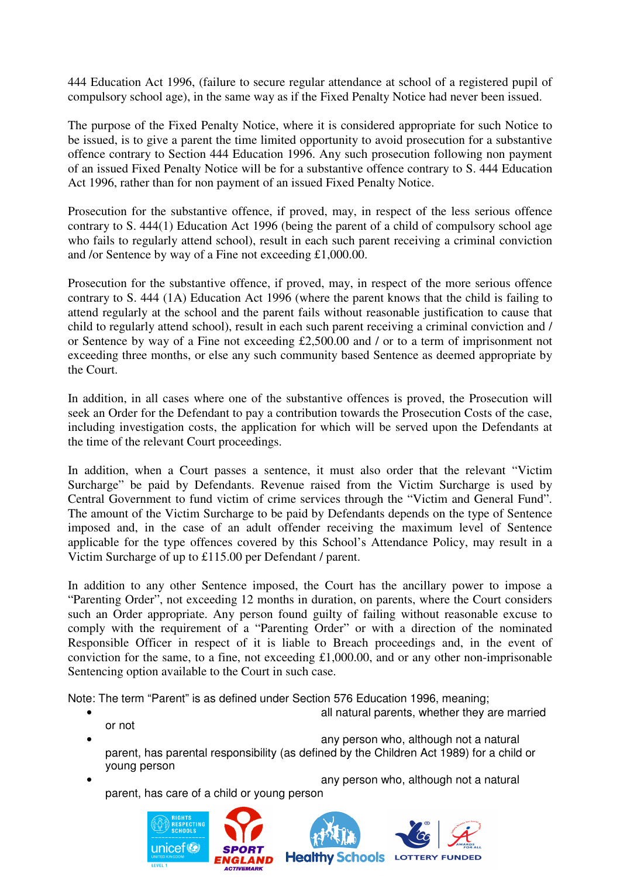444 Education Act 1996, (failure to secure regular attendance at school of a registered pupil of compulsory school age), in the same way as if the Fixed Penalty Notice had never been issued.

The purpose of the Fixed Penalty Notice, where it is considered appropriate for such Notice to be issued, is to give a parent the time limited opportunity to avoid prosecution for a substantive offence contrary to Section 444 Education 1996. Any such prosecution following non payment of an issued Fixed Penalty Notice will be for a substantive offence contrary to S. 444 Education Act 1996, rather than for non payment of an issued Fixed Penalty Notice.

Prosecution for the substantive offence, if proved, may, in respect of the less serious offence contrary to S. 444(1) Education Act 1996 (being the parent of a child of compulsory school age who fails to regularly attend school), result in each such parent receiving a criminal conviction and /or Sentence by way of a Fine not exceeding £1,000.00.

Prosecution for the substantive offence, if proved, may, in respect of the more serious offence contrary to S. 444 (1A) Education Act 1996 (where the parent knows that the child is failing to attend regularly at the school and the parent fails without reasonable justification to cause that child to regularly attend school), result in each such parent receiving a criminal conviction and / or Sentence by way of a Fine not exceeding £2,500.00 and / or to a term of imprisonment not exceeding three months, or else any such community based Sentence as deemed appropriate by the Court.

In addition, in all cases where one of the substantive offences is proved, the Prosecution will seek an Order for the Defendant to pay a contribution towards the Prosecution Costs of the case, including investigation costs, the application for which will be served upon the Defendants at the time of the relevant Court proceedings.

In addition, when a Court passes a sentence, it must also order that the relevant "Victim Surcharge" be paid by Defendants. Revenue raised from the Victim Surcharge is used by Central Government to fund victim of crime services through the "Victim and General Fund". The amount of the Victim Surcharge to be paid by Defendants depends on the type of Sentence imposed and, in the case of an adult offender receiving the maximum level of Sentence applicable for the type offences covered by this School's Attendance Policy, may result in a Victim Surcharge of up to £115.00 per Defendant / parent.

In addition to any other Sentence imposed, the Court has the ancillary power to impose a "Parenting Order", not exceeding 12 months in duration, on parents, where the Court considers such an Order appropriate. Any person found guilty of failing without reasonable excuse to comply with the requirement of a "Parenting Order" or with a direction of the nominated Responsible Officer in respect of it is liable to Breach proceedings and, in the event of conviction for the same, to a fine, not exceeding £1,000.00, and or any other non-imprisonable Sentencing option available to the Court in such case.

Note: The term "Parent" is as defined under Section 576 Education 1996, meaning;

- all natural parents, whether they are married or not
- any person who, although not a natural parent, has parental responsibility (as defined by the Children Act 1989) for a child or young person
- any person who, although not a natural parent, has care of a child or young person